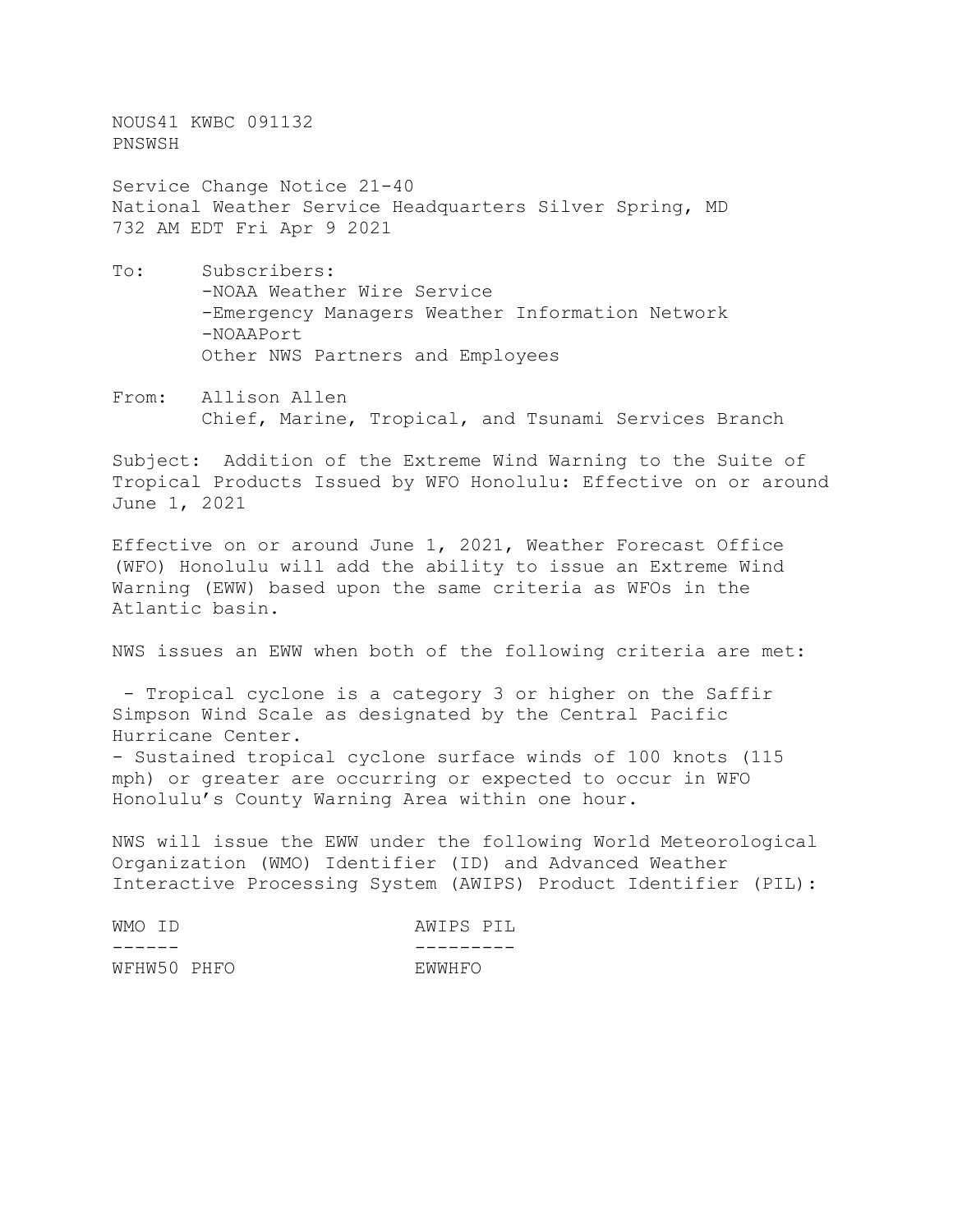NOUS41 KWBC 091132
PNSWSH

Service Change Notice 21-40
National Weather Service Headquarters Silver Spring, MD
732 AM EDT Fri Apr 9 2021

To: Subscribers:
-NOAA Weather Wire Service
-Emergency Managers Weather Information Network
-NOAAPort
Other NWS Partners and Employees

From: Allison Allen
Chief, Marine, Tropical, and Tsunami Services Branch

Subject: Addition of the Extreme Wind Warning to the Suite of Tropical Products Issued by WFO Honolulu: Effective on or around June 1, 2021

Effective on or around June 1, 2021, Weather Forecast Office (WFO) Honolulu will add the ability to issue an Extreme Wind Warning (EWW) based upon the same criteria as WFOs in the Atlantic basin.

NWS issues an EWW when both of the following criteria are met:

- Tropical cyclone is a category 3 or higher on the Saffir Simpson Wind Scale as designated by the Central Pacific Hurricane Center.
- Sustained tropical cyclone surface winds of 100 knots (115 mph) or greater are occurring or expected to occur in WFO Honolulu's County Warning Area within one hour.

NWS will issue the EWW under the following World Meteorological Organization (WMO) Identifier (ID) and Advanced Weather Interactive Processing System (AWIPS) Product Identifier (PIL):

| WMO ID | AWIPS PIL |
|---|---|
| WFHW50 PHFO | EWWHFO |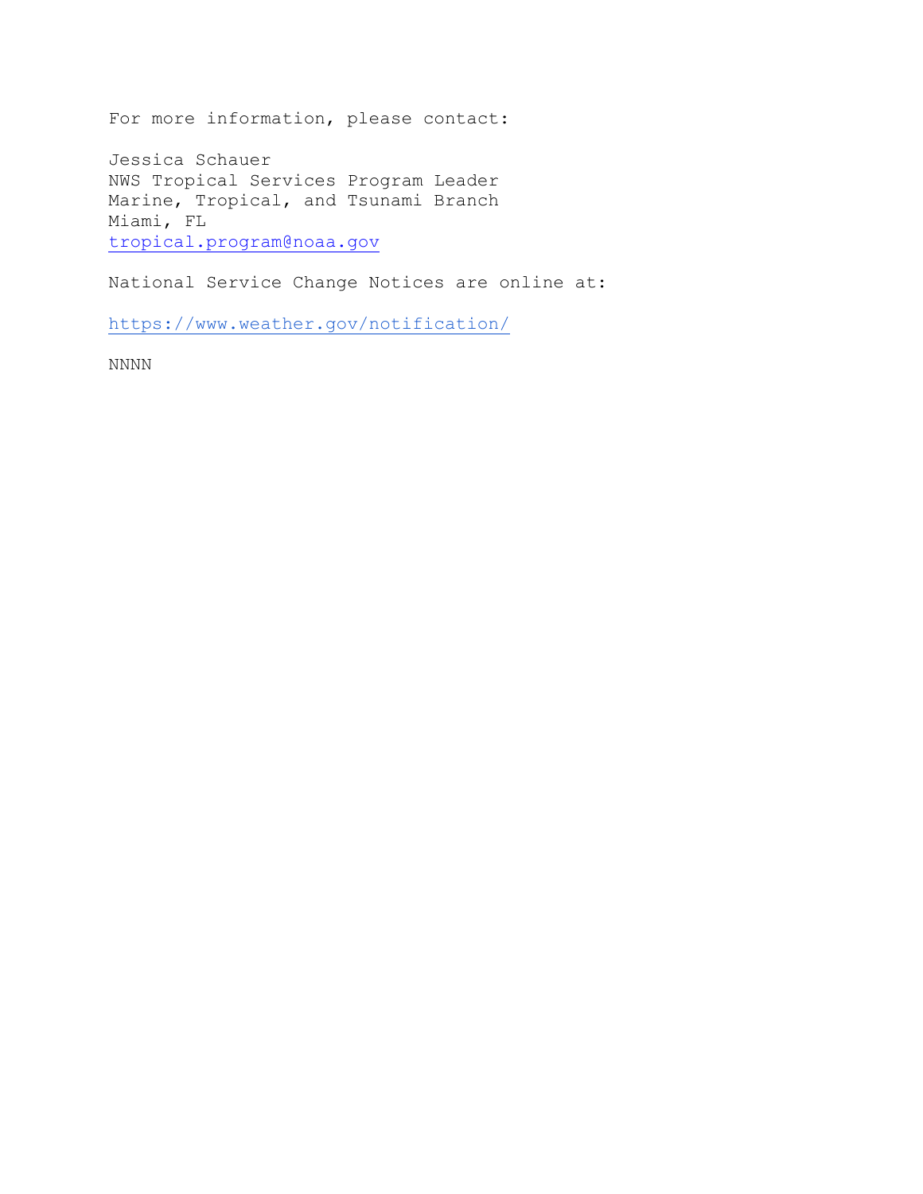For more information, please contact:

Jessica Schauer
NWS Tropical Services Program Leader
Marine, Tropical, and Tsunami Branch
Miami, FL
tropical.program@noaa.gov

National Service Change Notices are online at:

https://www.weather.gov/notification/

NNNN